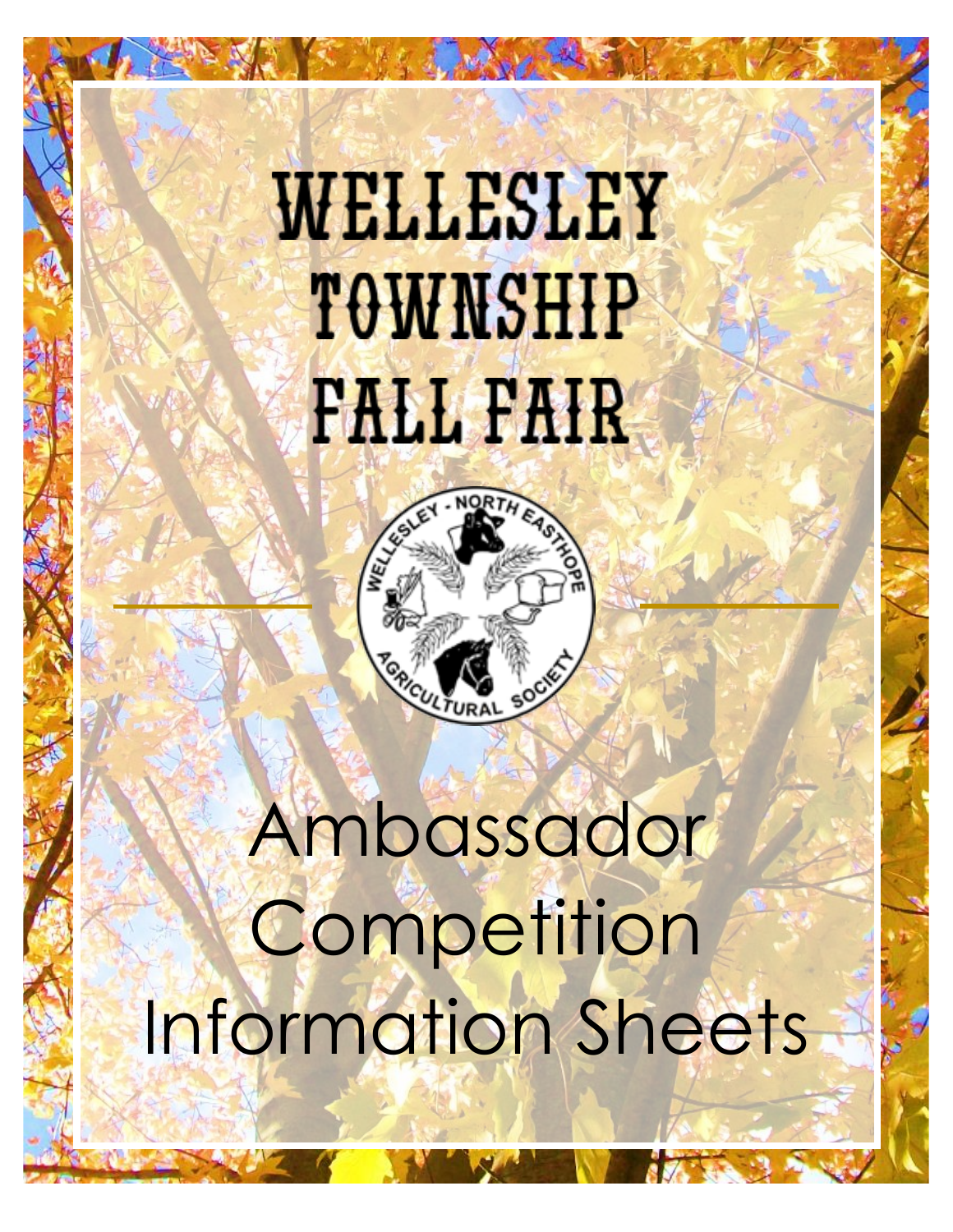# WELLESLEY TOWNSHIP FALL FAIR

WELLESLEY - NORTH EASTHOPE AGRICULTURAL SOCIETY

# Ambassador Competition Information Sheets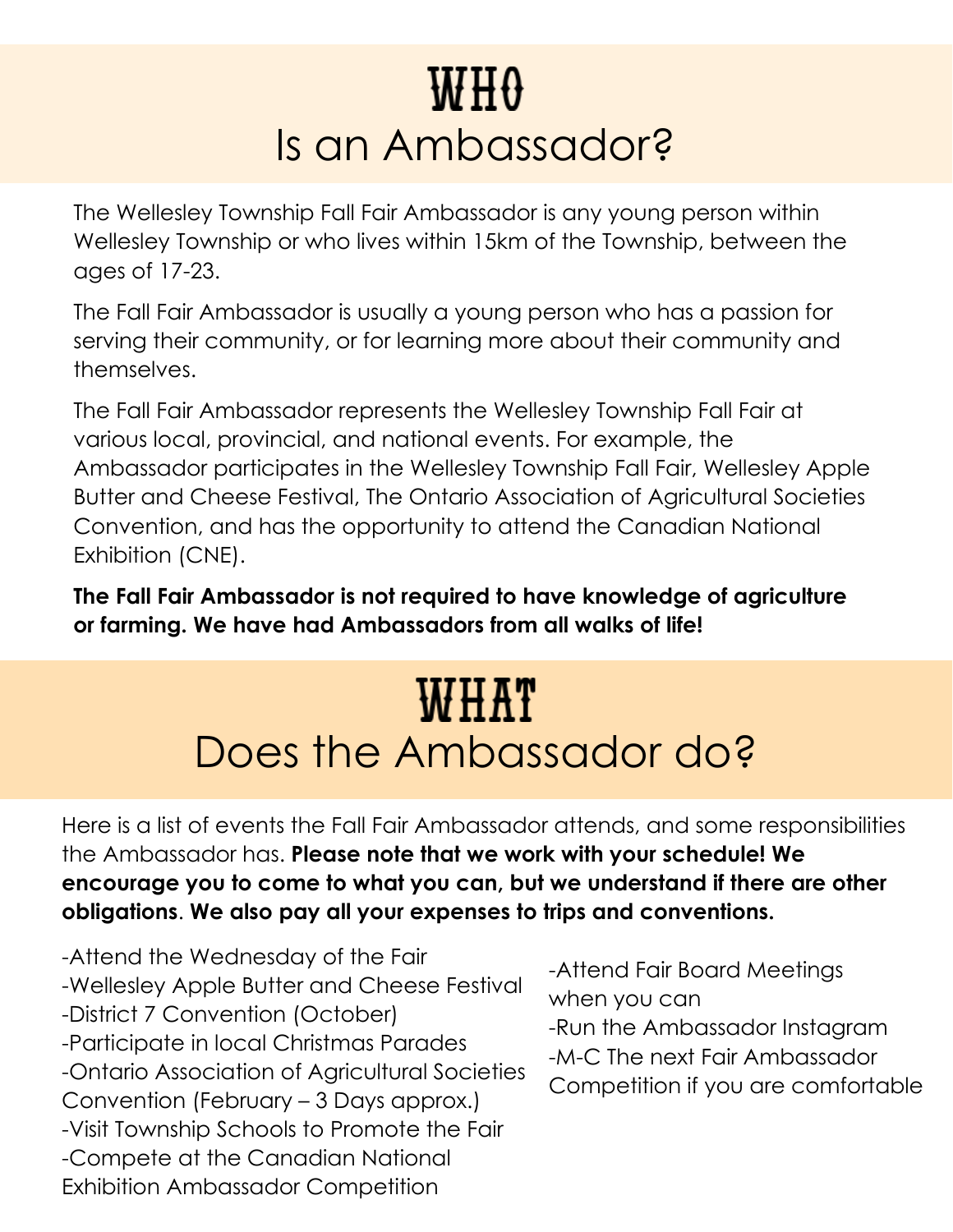# WHO
## Is an Ambassador?

The Wellesley Township Fall Fair Ambassador is any young person within Wellesley Township or who lives within 15km of the Township, between the ages of 17-23.

The Fall Fair Ambassador is usually a young person who has a passion for serving their community, or for learning more about their community and themselves.

The Fall Fair Ambassador represents the Wellesley Township Fall Fair at various local, provincial, and national events. For example, the Ambassador participates in the Wellesley Township Fall Fair, Wellesley Apple Butter and Cheese Festival, The Ontario Association of Agricultural Societies Convention, and has the opportunity to attend the Canadian National Exhibition (CNE).

**The Fall Fair Ambassador is not required to have knowledge of agriculture or farming. We have had Ambassadors from all walks of life!**

# WHAT
## Does the Ambassador do?

Here is a list of events the Fall Fair Ambassador attends, and some responsibilities the Ambassador has. **Please note that we work with your schedule! We encourage you to come to what you can, but we understand if there are other obligations**. **We also pay all your expenses to trips and conventions.**

-Attend the Wednesday of the Fair
-Wellesley Apple Butter and Cheese Festival
-District 7 Convention (October)
-Participate in local Christmas Parades
-Ontario Association of Agricultural Societies Convention (February – 3 Days approx.)
-Visit Township Schools to Promote the Fair
-Compete at the Canadian National Exhibition Ambassador Competition

-Attend Fair Board Meetings when you can
-Run the Ambassador Instagram
-M-C The next Fair Ambassador Competition if you are comfortable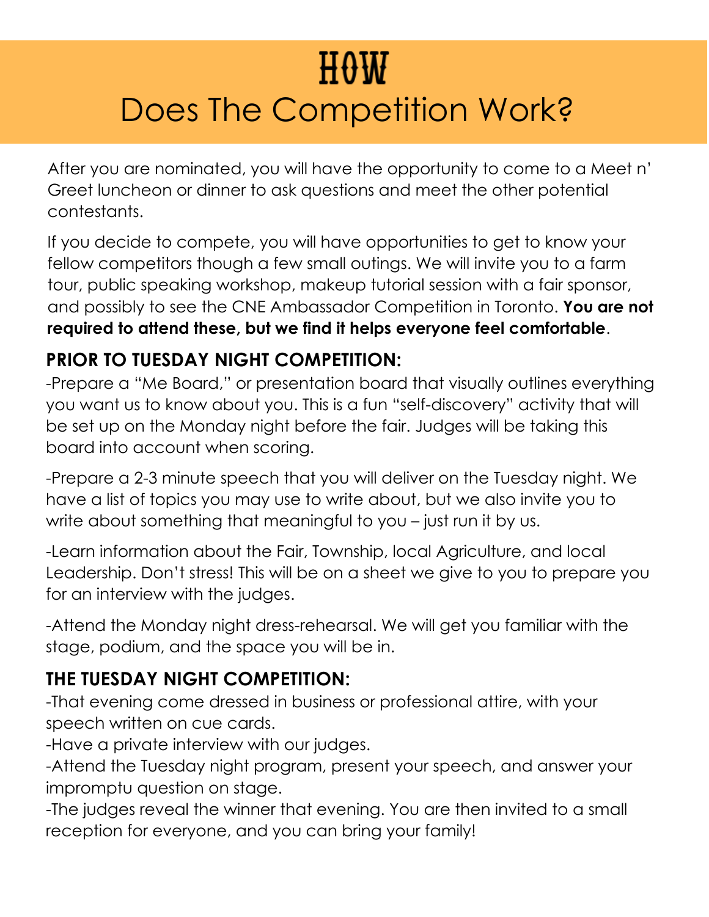# HOW

# Does The Competition Work?

After you are nominated, you will have the opportunity to come to a Meet n' Greet luncheon or dinner to ask questions and meet the other potential contestants.

If you decide to compete, you will have opportunities to get to know your fellow competitors though a few small outings. We will invite you to a farm tour, public speaking workshop, makeup tutorial session with a fair sponsor, and possibly to see the CNE Ambassador Competition in Toronto. **You are not required to attend these, but we find it helps everyone feel comfortable**.

## PRIOR TO TUESDAY NIGHT COMPETITION:

-Prepare a "Me Board," or presentation board that visually outlines everything you want us to know about you. This is a fun "self-discovery" activity that will be set up on the Monday night before the fair. Judges will be taking this board into account when scoring.

-Prepare a 2-3 minute speech that you will deliver on the Tuesday night. We have a list of topics you may use to write about, but we also invite you to write about something that meaningful to you – just run it by us.

-Learn information about the Fair, Township, local Agriculture, and local Leadership. Don't stress! This will be on a sheet we give to you to prepare you for an interview with the judges.

-Attend the Monday night dress-rehearsal. We will get you familiar with the stage, podium, and the space you will be in.

## THE TUESDAY NIGHT COMPETITION:

-That evening come dressed in business or professional attire, with your speech written on cue cards.
-Have a private interview with our judges.
-Attend the Tuesday night program, present your speech, and answer your impromptu question on stage.
-The judges reveal the winner that evening. You are then invited to a small reception for everyone, and you can bring your family!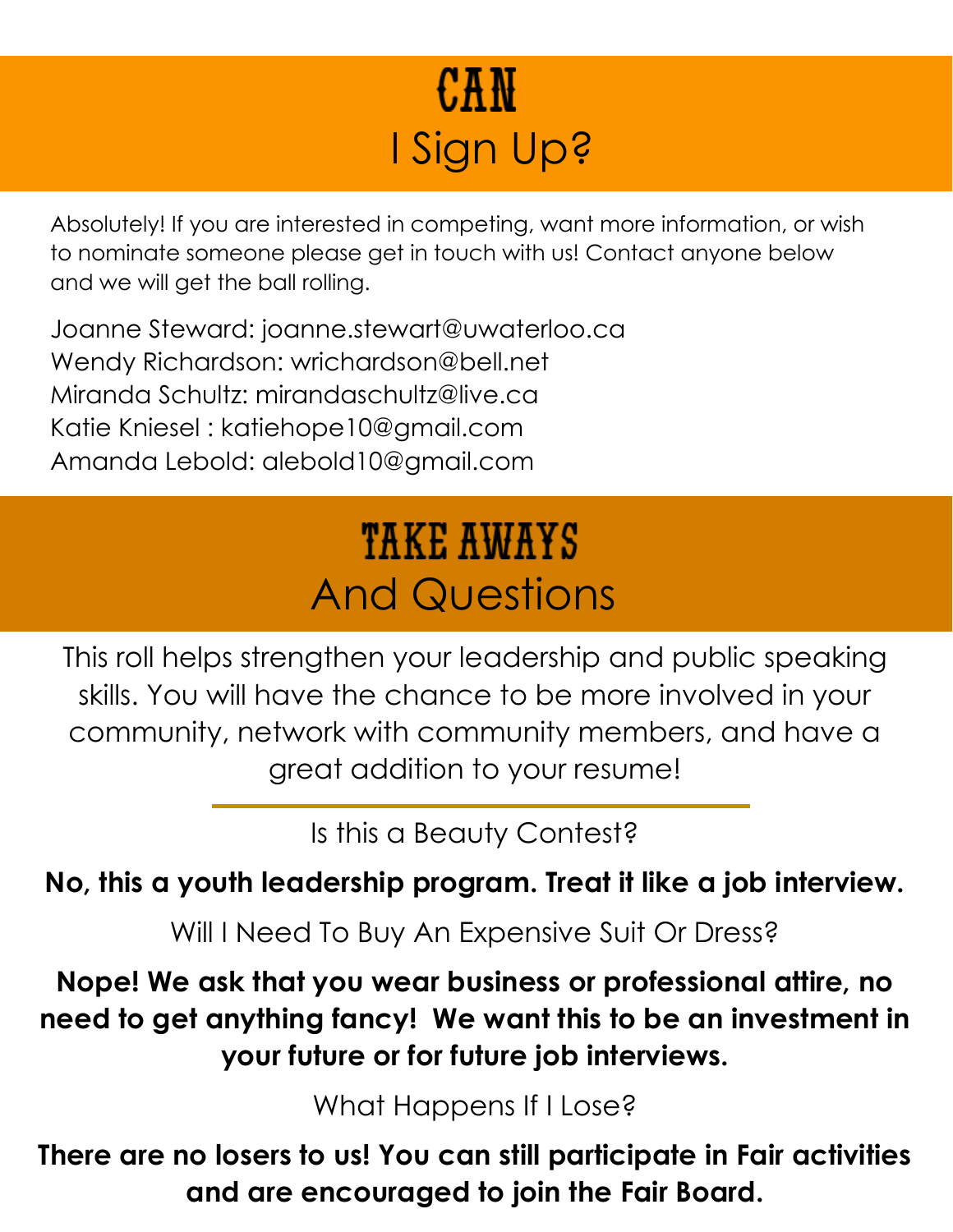# CAN
## I Sign Up?

Absolutely! If you are interested in competing, want more information, or wish to nominate someone please get in touch with us! Contact anyone below and we will get the ball rolling.

Joanne Steward: joanne.stewart@uwaterloo.ca
Wendy Richardson: wrichardson@bell.net
Miranda Schultz: mirandaschultz@live.ca
Katie Kniesel : katiehope10@gmail.com
Amanda Lebold: alebold10@gmail.com

# TAKE AWAYS
## And Questions

This roll helps strengthen your leadership and public speaking skills. You will have the chance to be more involved in your community, network with community members, and have a great addition to your resume!

---

Is this a Beauty Contest?

**No, this a youth leadership program. Treat it like a job interview.**

Will I Need To Buy An Expensive Suit Or Dress?

**Nope! We ask that you wear business or professional attire, no need to get anything fancy! We want this to be an investment in your future or for future job interviews.**

What Happens If I Lose?

**There are no losers to us! You can still participate in Fair activities and are encouraged to join the Fair Board.**